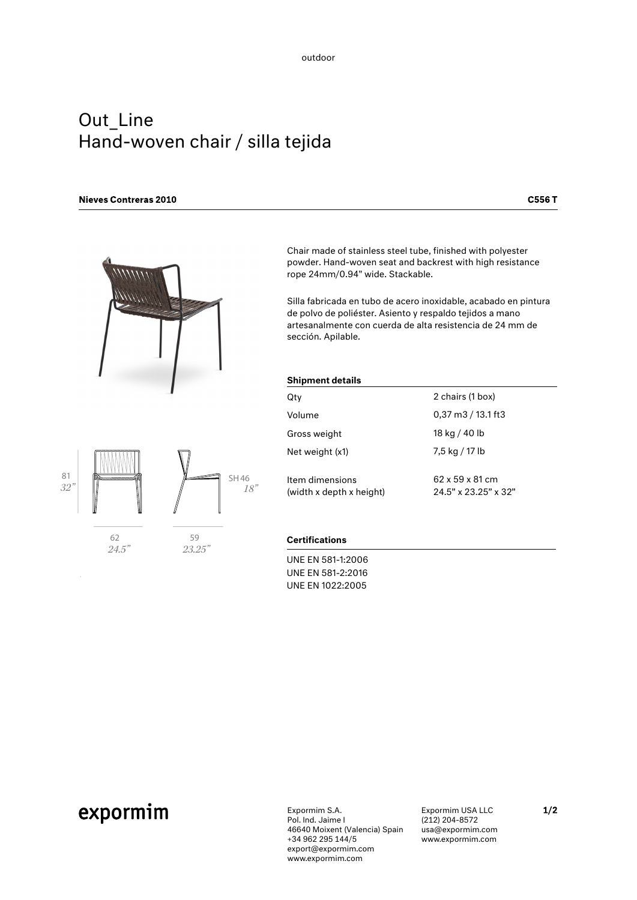outdoor

# Out_Line
# Hand-woven chair / silla tejida

**Nieves Contreras 2010** **C556 T**

81
*32"*

SH 46
*18"*

62
*24.5"*

59
*23.25"*

Chair made of stainless steel tube, finished with polyester powder. Hand-woven seat and backrest with high resistance rope 24mm/0.94" wide. Stackable.

Silla fabricada en tubo de acero inoxidable, acabado en pintura de polvo de poliéster. Asiento y respaldo tejidos a mano artesanalmente con cuerda de alta resistencia de 24 mm de sección. Apilable.

| **Shipment details** | |
|---|---|
| Qty | 2 chairs (1 box) |
| Volume | 0,37 m3 / 13.1 ft3 |
| Gross weight | 18 kg / 40 lb |
| Net weight (x1) | 7,5 kg / 17 lb |
| Item dimensions (width x depth x height) | 62 x 59 x 81 cm 24.5" x 23.25" x 32" |

**Certifications**

UNE EN 581-1:2006
UNE EN 581-2:2016
UNE EN 1022:2005

expormim

Expormim S.A.
Pol. Ind. Jaime I
46640 Moixent (Valencia) Spain
+34 962 295 144/5
export@expormim.com
www.expormim.com

Expormim USA LLC
(212) 204-8572
usa@expormim.com
www.expormim.com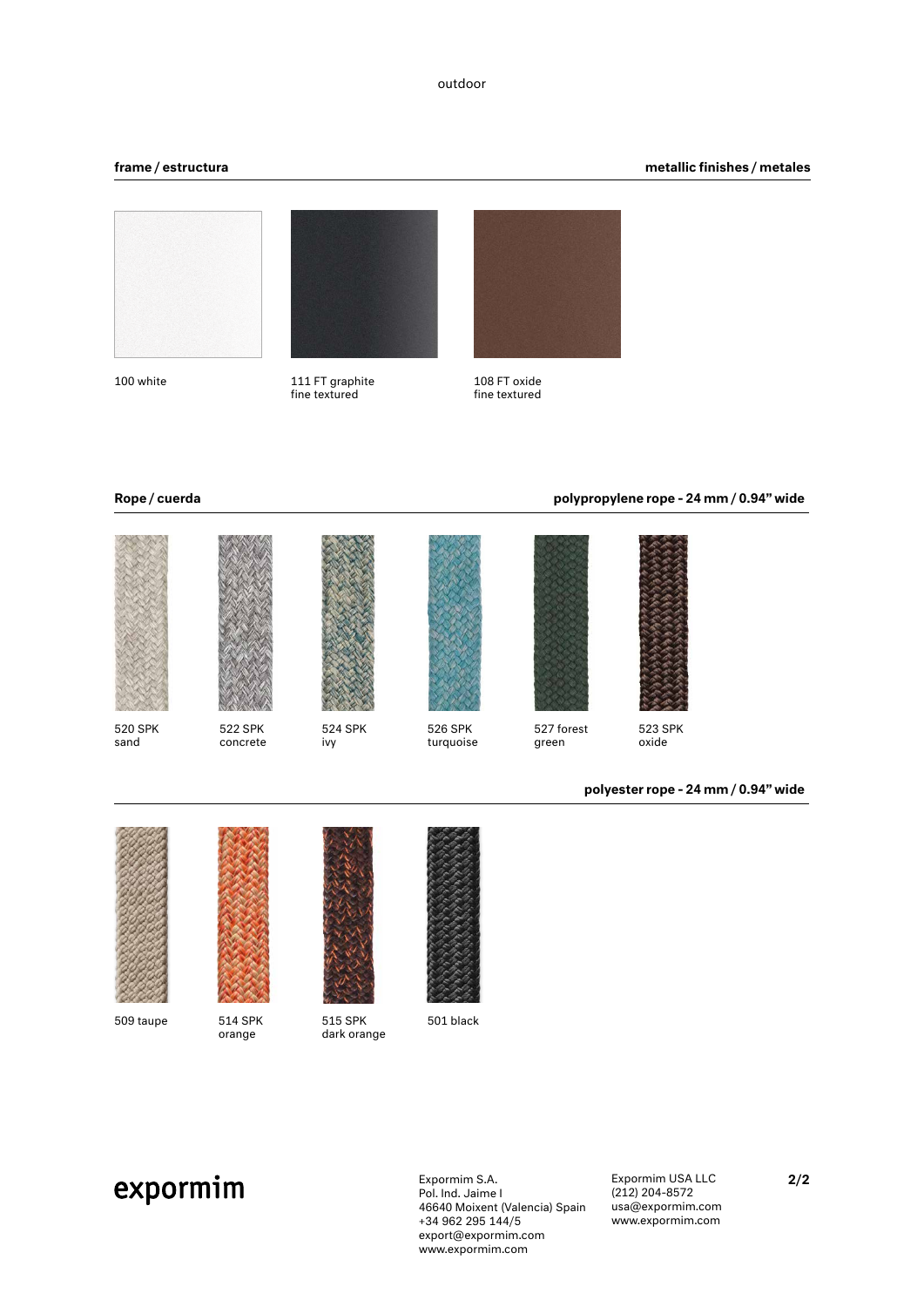outdoor

## frame / estructura

**metallic finishes / metales**

100 white

111 FT graphite
fine textured

108 FT oxide
fine textured

## Rope / cuerda

**polypropylene rope - 24 mm / 0.94” wide**

520 SPK
sand

522 SPK
concrete

524 SPK
ivy

526 SPK
turquoise

527 forest
green

523 SPK
oxide

**polyester rope - 24 mm / 0.94” wide**

509 taupe

514 SPK
orange

515 SPK
dark orange

501 black

expormim

Expormim S.A.
Pol. Ind. Jaime I
46640 Moixent (Valencia) Spain
+34 962 295 144/5
export@expormim.com
www.expormim.com

Expormim USA LLC
(212) 204-8572
usa@expormim.com
www.expormim.com